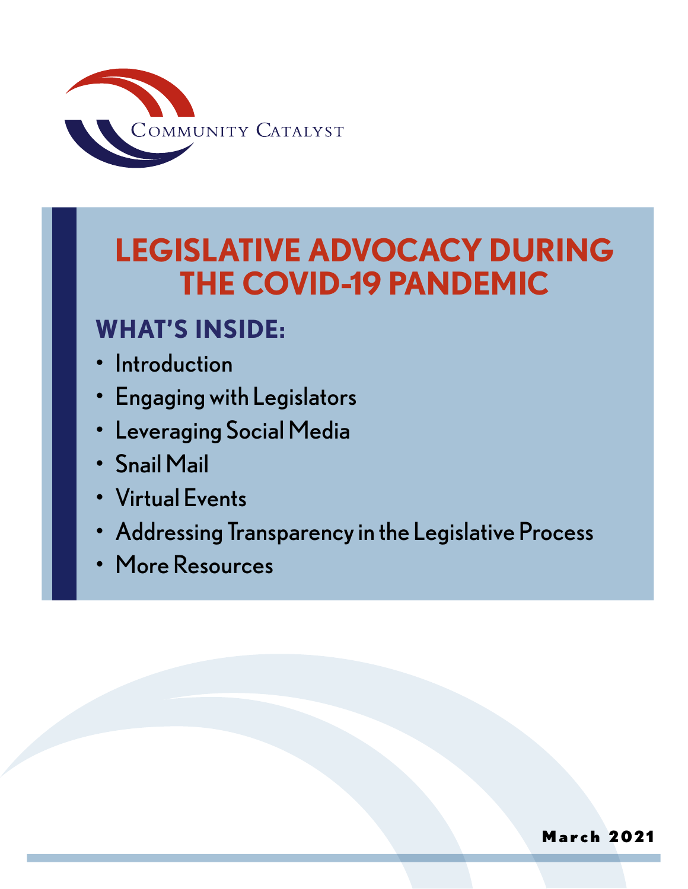Community Catalyst

# LEGISLATIVE ADVOCACY DURING THE COVID-19 PANDEMIC

## WHAT'S INSIDE:

- Introduction
- Engaging with Legislators
- Leveraging Social Media
- Snail Mail
- Virtual Events
- Addressing Transparency in the Legislative Process
- More Resources

March 2021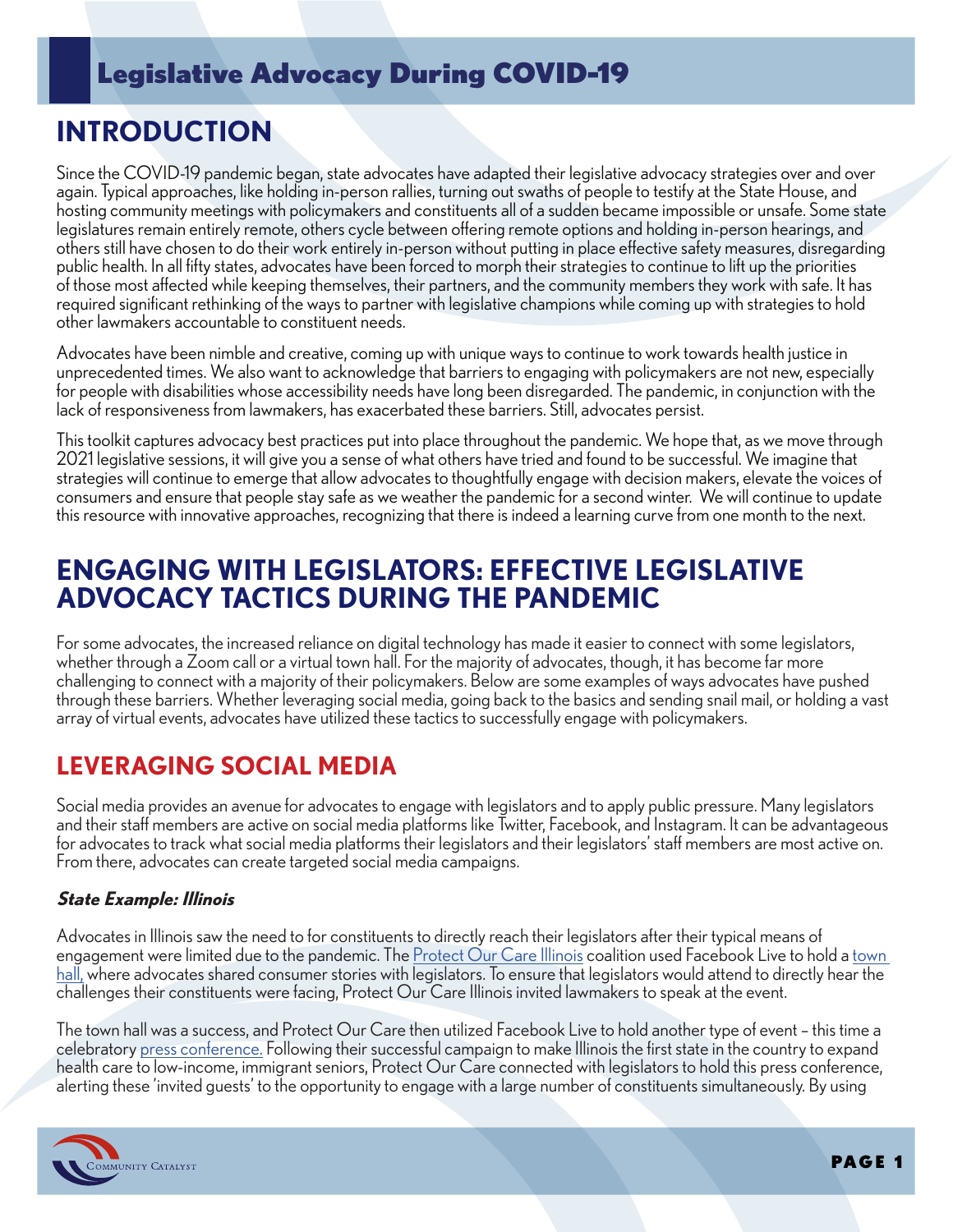# Legislative Advocacy During COVID-19

## INTRODUCTION

Since the COVID-19 pandemic began, state advocates have adapted their legislative advocacy strategies over and over again. Typical approaches, like holding in-person rallies, turning out swaths of people to testify at the State House, and hosting community meetings with policymakers and constituents all of a sudden became impossible or unsafe. Some state legislatures remain entirely remote, others cycle between offering remote options and holding in-person hearings, and others still have chosen to do their work entirely in-person without putting in place effective safety measures, disregarding public health. In all fifty states, advocates have been forced to morph their strategies to continue to lift up the priorities of those most affected while keeping themselves, their partners, and the community members they work with safe. It has required significant rethinking of the ways to partner with legislative champions while coming up with strategies to hold other lawmakers accountable to constituent needs.

Advocates have been nimble and creative, coming up with unique ways to continue to work towards health justice in unprecedented times. We also want to acknowledge that barriers to engaging with policymakers are not new, especially for people with disabilities whose accessibility needs have long been disregarded. The pandemic, in conjunction with the lack of responsiveness from lawmakers, has exacerbated these barriers. Still, advocates persist.

This toolkit captures advocacy best practices put into place throughout the pandemic. We hope that, as we move through 2021 legislative sessions, it will give you a sense of what others have tried and found to be successful. We imagine that strategies will continue to emerge that allow advocates to thoughtfully engage with decision makers, elevate the voices of consumers and ensure that people stay safe as we weather the pandemic for a second winter. We will continue to update this resource with innovative approaches, recognizing that there is indeed a learning curve from one month to the next.

## ENGAGING WITH LEGISLATORS: EFFECTIVE LEGISLATIVE ADVOCACY TACTICS DURING THE PANDEMIC

For some advocates, the increased reliance on digital technology has made it easier to connect with some legislators, whether through a Zoom call or a virtual town hall. For the majority of advocates, though, it has become far more challenging to connect with a majority of their policymakers. Below are some examples of ways advocates have pushed through these barriers. Whether leveraging social media, going back to the basics and sending snail mail, or holding a vast array of virtual events, advocates have utilized these tactics to successfully engage with policymakers.

## LEVERAGING SOCIAL MEDIA

Social media provides an avenue for advocates to engage with legislators and to apply public pressure. Many legislators and their staff members are active on social media platforms like Twitter, Facebook, and Instagram. It can be advantageous for advocates to track what social media platforms their legislators and their legislators' staff members are most active on. From there, advocates can create targeted social media campaigns.

### *State Example: Illinois*

Advocates in Illinois saw the need to for constituents to directly reach their legislators after their typical means of engagement were limited due to the pandemic. The Protect Our Care Illinois coalition used Facebook Live to hold a town hall, where advocates shared consumer stories with legislators. To ensure that legislators would attend to directly hear the challenges their constituents were facing, Protect Our Care Illinois invited lawmakers to speak at the event.

The town hall was a success, and Protect Our Care then utilized Facebook Live to hold another type of event – this time a celebratory press conference. Following their successful campaign to make Illinois the first state in the country to expand health care to low-income, immigrant seniors, Protect Our Care connected with legislators to hold this press conference, alerting these 'invited guests' to the opportunity to engage with a large number of constituents simultaneously. By using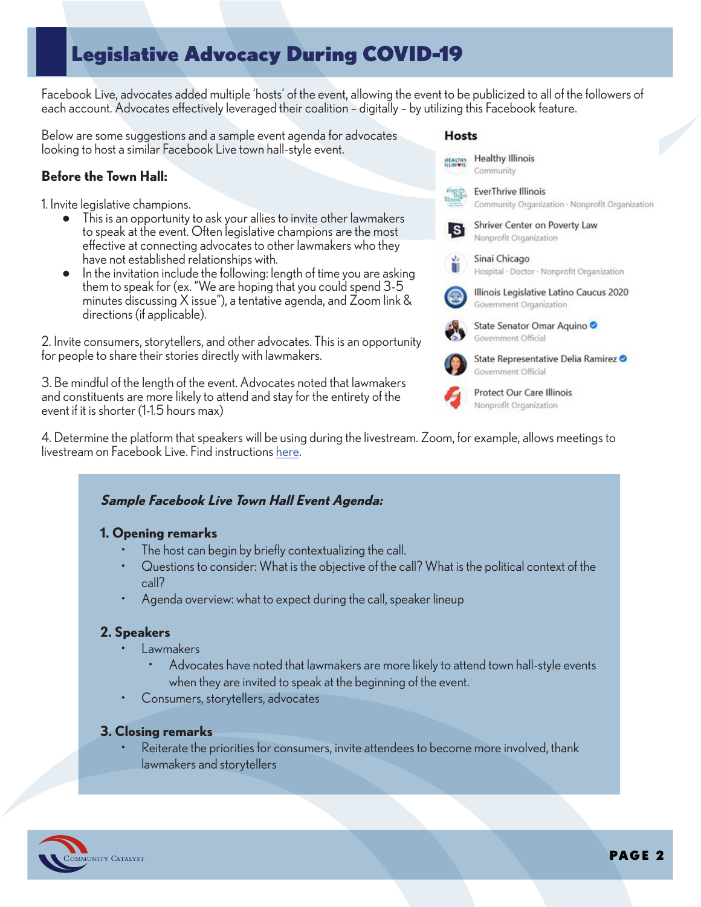# Legislative Advocacy During COVID-19

Facebook Live, advocates added multiple 'hosts' of the event, allowing the event to be publicized to all of the followers of each account. Advocates effectively leveraged their coalition – digitally – by utilizing this Facebook feature.

Below are some suggestions and a sample event agenda for advocates looking to host a similar Facebook Live town hall-style event.

**Hosts**

- Healthy Illinois – Community
- EverThrive Illinois – Community Organization · Nonprofit Organization
- Shriver Center on Poverty Law – Nonprofit Organization
- Sinai Chicago – Hospital · Doctor · Nonprofit Organization
- Illinois Legislative Latino Caucus 2020 – Government Organization
- State Senator Omar Aquino – Government Official
- State Representative Delia Ramirez – Government Official
- Protect Our Care Illinois – Nonprofit Organization

**Before the Town Hall:**

1. Invite legislative champions.
   - This is an opportunity to ask your allies to invite other lawmakers to speak at the event. Often legislative champions are the most effective at connecting advocates to other lawmakers who they have not established relationships with.
   - In the invitation include the following: length of time you are asking them to speak for (ex. "We are hoping that you could spend 3-5 minutes discussing X issue"), a tentative agenda, and Zoom link & directions (if applicable).

2. Invite consumers, storytellers, and other advocates. This is an opportunity for people to share their stories directly with lawmakers.

3. Be mindful of the length of the event. Advocates noted that lawmakers and constituents are more likely to attend and stay for the entirety of the event if it is shorter (1-1.5 hours max)

4. Determine the platform that speakers will be using during the livestream. Zoom, for example, allows meetings to livestream on Facebook Live. Find instructions here.

***Sample Facebook Live Town Hall Event Agenda:***

**1. Opening remarks**

- The host can begin by briefly contextualizing the call.
- Questions to consider: What is the objective of the call? What is the political context of the call?
- Agenda overview: what to expect during the call, speaker lineup

**2. Speakers**

- Lawmakers
  - Advocates have noted that lawmakers are more likely to attend town hall-style events when they are invited to speak at the beginning of the event.
- Consumers, storytellers, advocates

**3. Closing remarks**

- Reiterate the priorities for consumers, invite attendees to become more involved, thank lawmakers and storytellers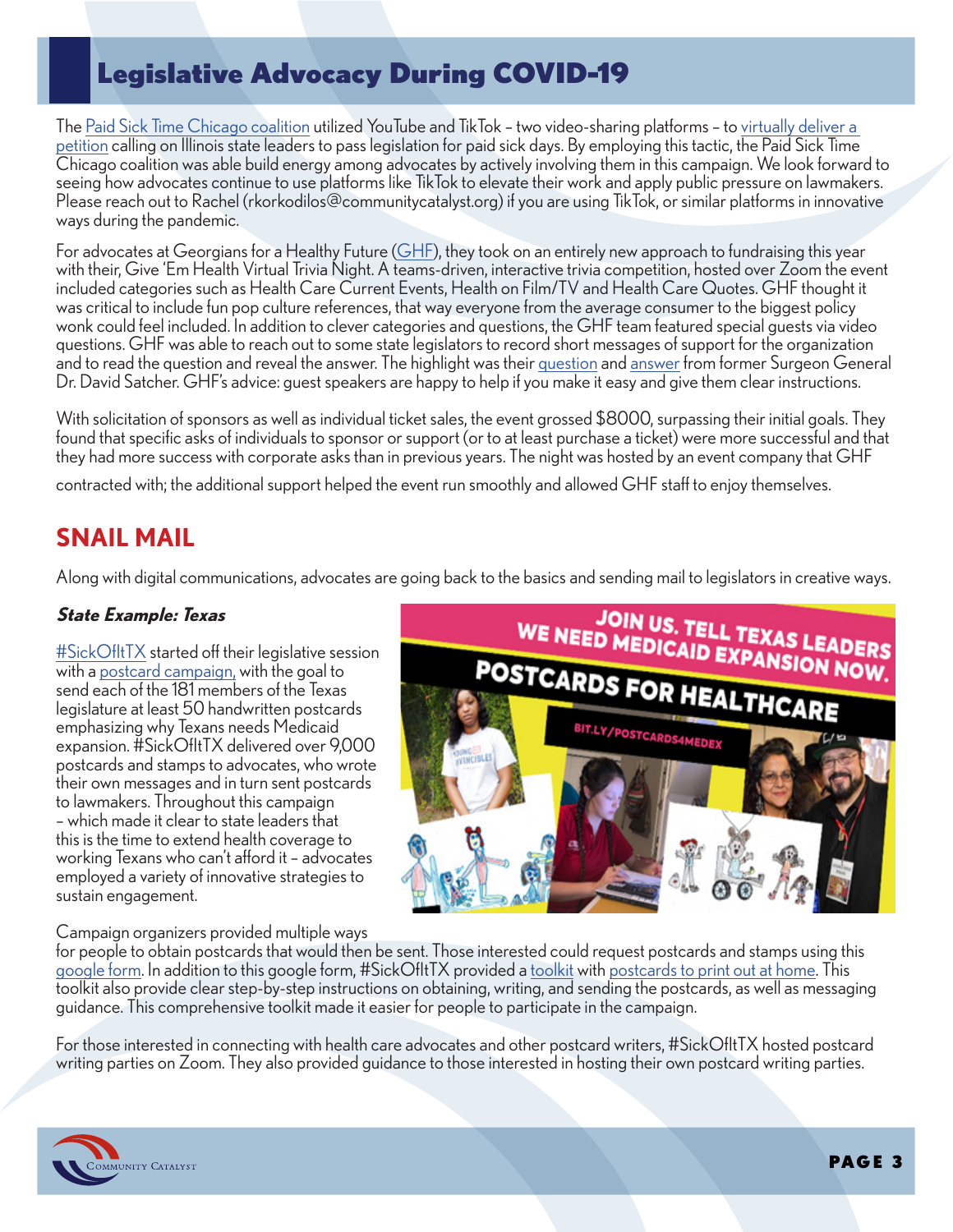# Legislative Advocacy During COVID-19

The Paid Sick Time Chicago coalition utilized YouTube and TikTok – two video-sharing platforms – to virtually deliver a petition calling on Illinois state leaders to pass legislation for paid sick days. By employing this tactic, the Paid Sick Time Chicago coalition was able build energy among advocates by actively involving them in this campaign. We look forward to seeing how advocates continue to use platforms like TikTok to elevate their work and apply public pressure on lawmakers. Please reach out to Rachel (rkorkodilos@communitycatalyst.org) if you are using TikTok, or similar platforms in innovative ways during the pandemic.

For advocates at Georgians for a Healthy Future (GHF), they took on an entirely new approach to fundraising this year with their, Give 'Em Health Virtual Trivia Night. A teams-driven, interactive trivia competition, hosted over Zoom the event included categories such as Health Care Current Events, Health on Film/TV and Health Care Quotes. GHF thought it was critical to include fun pop culture references, that way everyone from the average consumer to the biggest policy wonk could feel included. In addition to clever categories and questions, the GHF team featured special guests via video questions. GHF was able to reach out to some state legislators to record short messages of support for the organization and to read the question and reveal the answer. The highlight was their question and answer from former Surgeon General Dr. David Satcher. GHF's advice: guest speakers are happy to help if you make it easy and give them clear instructions.

With solicitation of sponsors as well as individual ticket sales, the event grossed $8000, surpassing their initial goals. They found that specific asks of individuals to sponsor or support (or to at least purchase a ticket) were more successful and that they had more success with corporate asks than in previous years. The night was hosted by an event company that GHF contracted with; the additional support helped the event run smoothly and allowed GHF staff to enjoy themselves.

## SNAIL MAIL

Along with digital communications, advocates are going back to the basics and sending mail to legislators in creative ways.

### *State Example: Texas*

#SickOfItTX started off their legislative session with a postcard campaign, with the goal to send each of the 181 members of the Texas legislature at least 50 handwritten postcards emphasizing why Texans needs Medicaid expansion. #SickOfItTX delivered over 9,000 postcards and stamps to advocates, who wrote their own messages and in turn sent postcards to lawmakers. Throughout this campaign – which made it clear to state leaders that this is the time to extend health coverage to working Texans who can't afford it – advocates employed a variety of innovative strategies to sustain engagement.

Campaign organizers provided multiple ways for people to obtain postcards that would then be sent. Those interested could request postcards and stamps using this google form. In addition to this google form, #SickOfItTX provided a toolkit with postcards to print out at home. This toolkit also provide clear step-by-step instructions on obtaining, writing, and sending the postcards, as well as messaging guidance. This comprehensive toolkit made it easier for people to participate in the campaign.

For those interested in connecting with health care advocates and other postcard writers, #SickOfItTX hosted postcard writing parties on Zoom. They also provided guidance to those interested in hosting their own postcard writing parties.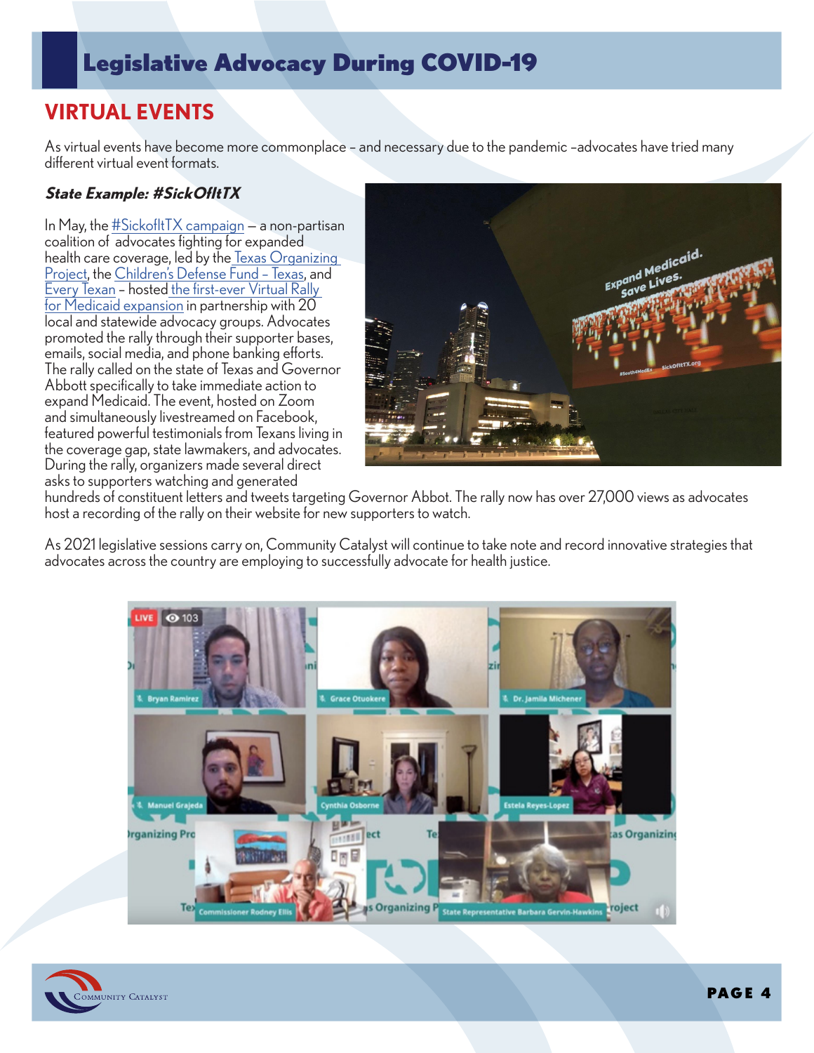# Legislative Advocacy During COVID-19

## VIRTUAL EVENTS

As virtual events have become more commonplace – and necessary due to the pandemic –advocates have tried many different virtual event formats.

### *State Example: #SickOfItTX*

In May, the #SickofItTX campaign — a non-partisan coalition of advocates fighting for expanded health care coverage, led by the Texas Organizing Project, the Children's Defense Fund – Texas, and Every Texan – hosted the first-ever Virtual Rally for Medicaid expansion in partnership with 20 local and statewide advocacy groups. Advocates promoted the rally through their supporter bases, emails, social media, and phone banking efforts. The rally called on the state of Texas and Governor Abbott specifically to take immediate action to expand Medicaid. The event, hosted on Zoom and simultaneously livestreamed on Facebook, featured powerful testimonials from Texans living in the coverage gap, state lawmakers, and advocates. During the rally, organizers made several direct asks to supporters watching and generated hundreds of constituent letters and tweets targeting Governor Abbot. The rally now has over 27,000 views as advocates host a recording of the rally on their website for new supporters to watch.

As 2021 legislative sessions carry on, Community Catalyst will continue to take note and record innovative strategies that advocates across the country are employing to successfully advocate for health justice.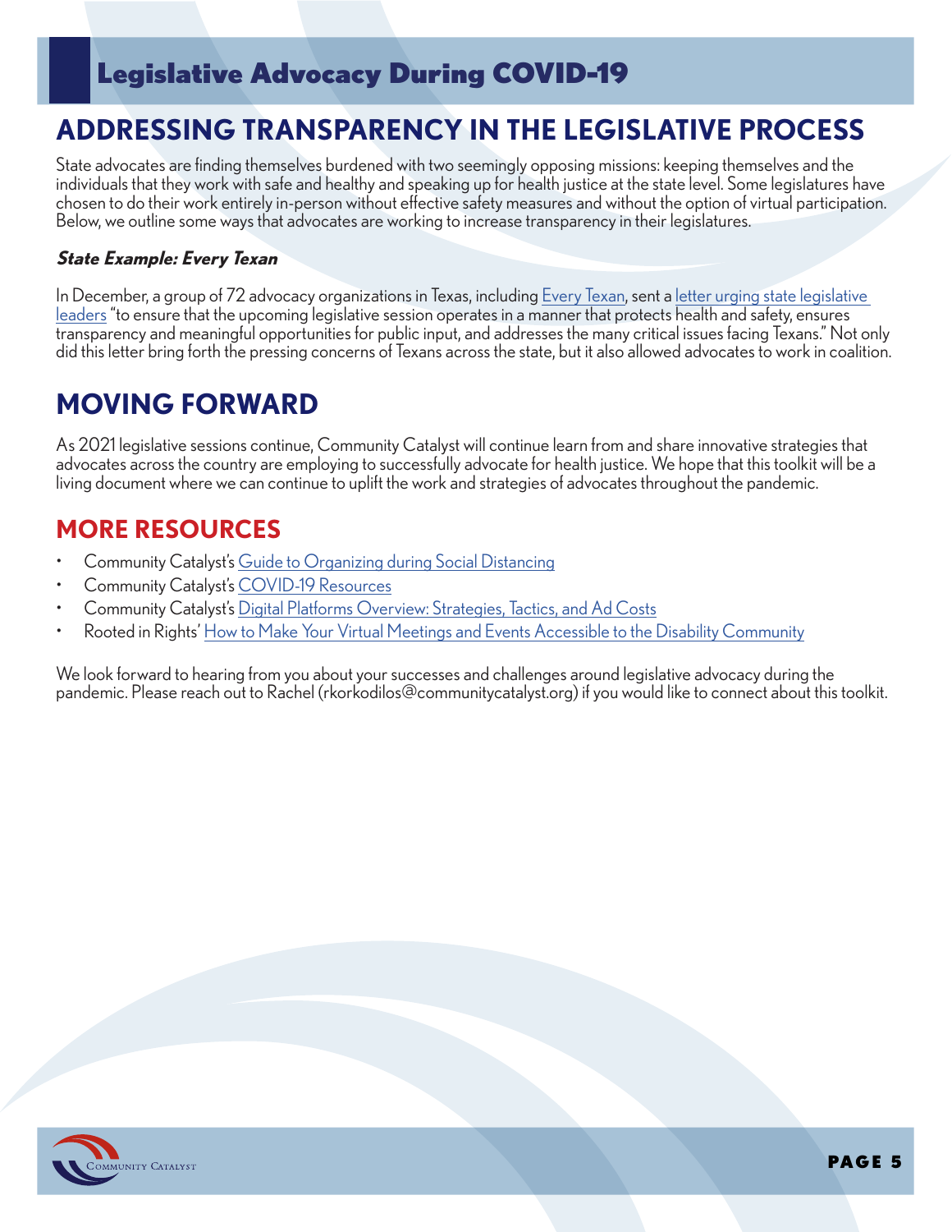# Legislative Advocacy During COVID-19

## ADDRESSING TRANSPARENCY IN THE LEGISLATIVE PROCESS

State advocates are finding themselves burdened with two seemingly opposing missions: keeping themselves and the individuals that they work with safe and healthy and speaking up for health justice at the state level. Some legislatures have chosen to do their work entirely in-person without effective safety measures and without the option of virtual participation. Below, we outline some ways that advocates are working to increase transparency in their legislatures.

***State Example: Every Texan***

In December, a group of 72 advocacy organizations in Texas, including Every Texan, sent a letter urging state legislative leaders "to ensure that the upcoming legislative session operates in a manner that protects health and safety, ensures transparency and meaningful opportunities for public input, and addresses the many critical issues facing Texans." Not only did this letter bring forth the pressing concerns of Texans across the state, but it also allowed advocates to work in coalition.

## MOVING FORWARD

As 2021 legislative sessions continue, Community Catalyst will continue learn from and share innovative strategies that advocates across the country are employing to successfully advocate for health justice. We hope that this toolkit will be a living document where we can continue to uplift the work and strategies of advocates throughout the pandemic.

## MORE RESOURCES

- Community Catalyst's Guide to Organizing during Social Distancing
- Community Catalyst's COVID-19 Resources
- Community Catalyst's Digital Platforms Overview: Strategies, Tactics, and Ad Costs
- Rooted in Rights' How to Make Your Virtual Meetings and Events Accessible to the Disability Community

We look forward to hearing from you about your successes and challenges around legislative advocacy during the pandemic. Please reach out to Rachel (rkorkodilos@communitycatalyst.org) if you would like to connect about this toolkit.